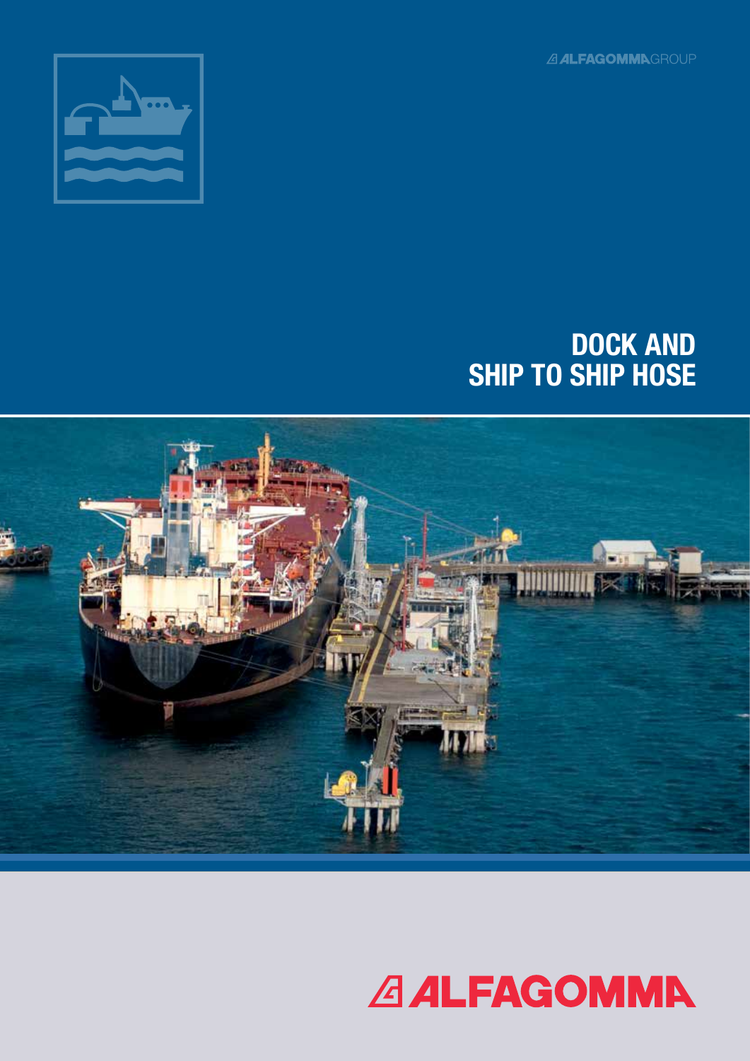ALFAGOMMAGROUP

# DOCK AND SHIP TO SHIP HOSE

ALFAGOMMA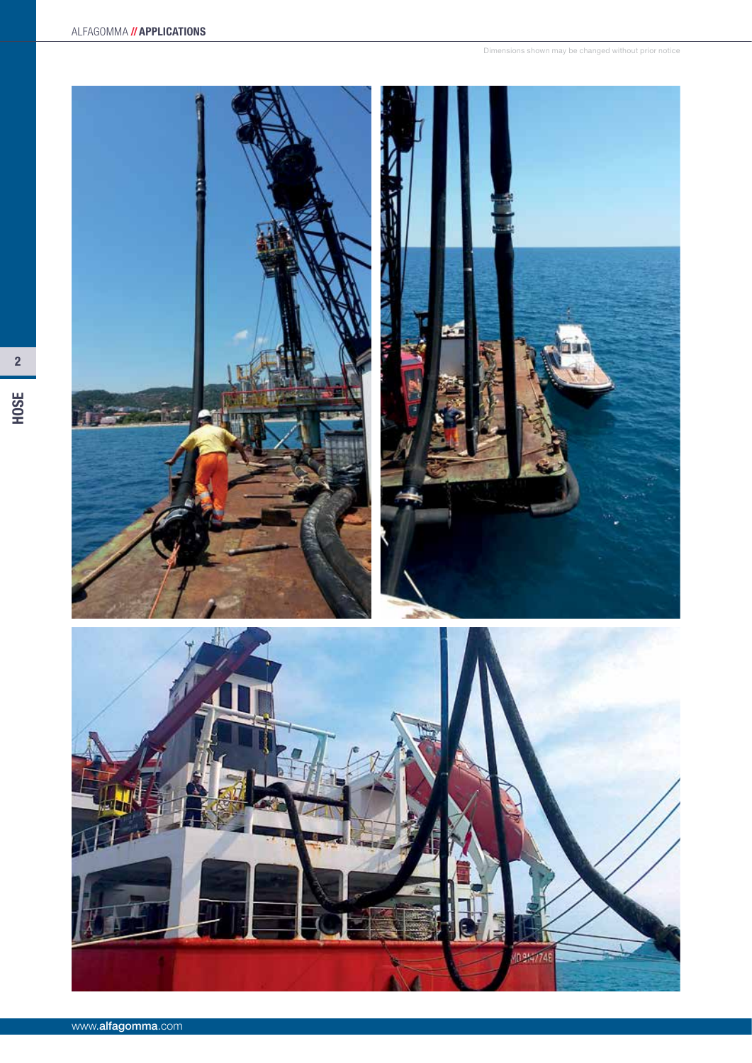Dimensions shown may be changed without prior notice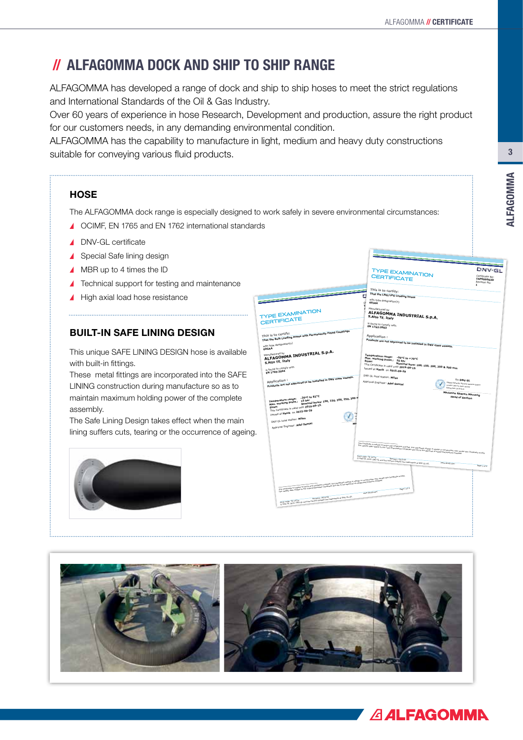# // ALFAGOMMA DOCK AND SHIP TO SHIP RANGE

ALFAGOMMA has developed a range of dock and ship to ship hoses to meet the strict regulations and International Standards of the Oil & Gas Industry.
Over 60 years of experience in hose Research, Development and production, assure the right product for our customers needs, in any demanding environmental condition.
ALFAGOMMA has the capability to manufacture in light, medium and heavy duty constructions suitable for conveying various fluid products.

## HOSE

The ALFAGOMMA dock range is especially designed to work safely in severe environmental circumstances:

- OCIMF, EN 1765 and EN 1762 international standards
- DNV-GL certificate
- Special Safe lining design
- MBR up to 4 times the ID
- Technical support for testing and maintenance
- High axial load hose resistance

## BUILT-IN SAFE LINING DESIGN

This unique SAFE LINING DESIGN hose is available with built-in fittings.
These metal fittings are incorporated into the SAFE LINING construction during manufacture so as to maintain maximum holding power of the complete assembly.
The Safe Lining Design takes effect when the main lining suffers cuts, tearing or the occurrence of ageing.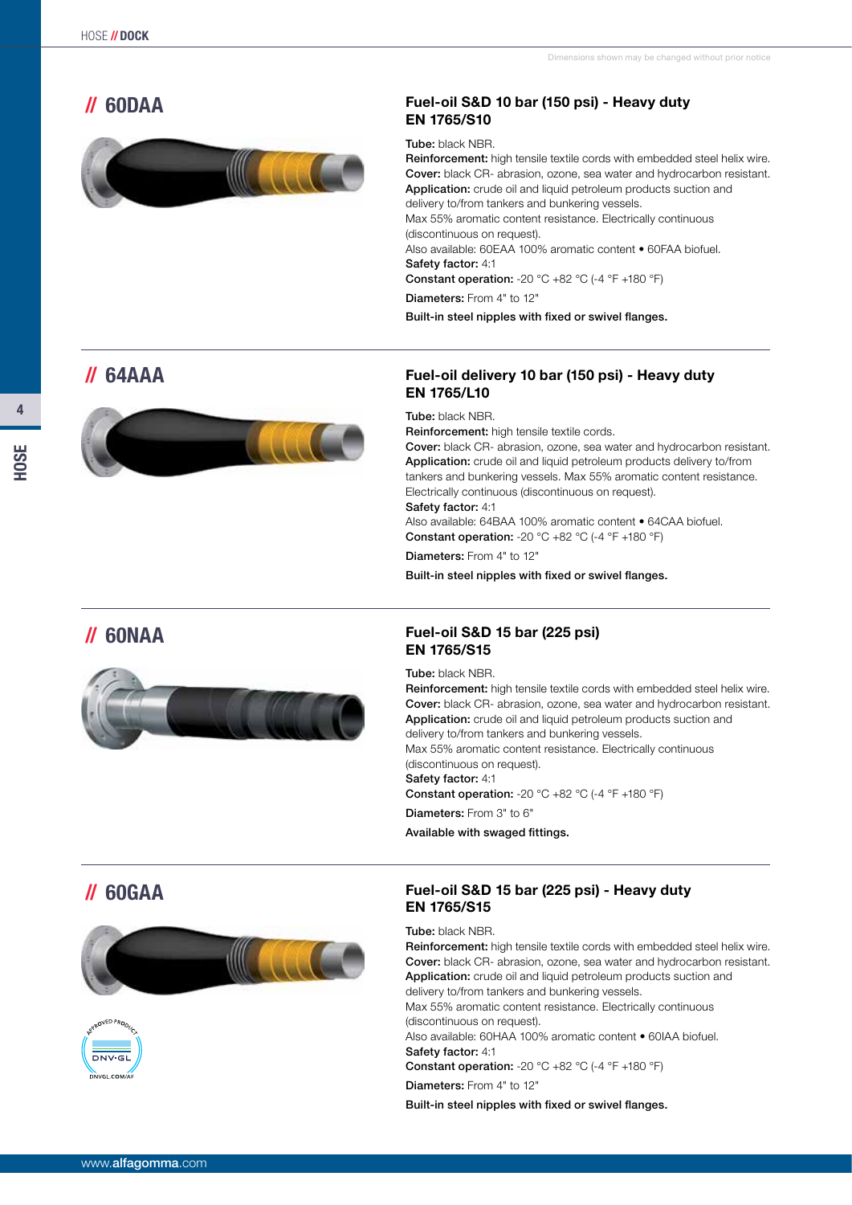Dimensions shown may be changed without prior notice

## // 60DAA

### Fuel-oil S&D 10 bar (150 psi) - Heavy duty
### EN 1765/S10

**Tube:** black NBR.
**Reinforcement:** high tensile textile cords with embedded steel helix wire.
**Cover:** black CR- abrasion, ozone, sea water and hydrocarbon resistant.
**Application:** crude oil and liquid petroleum products suction and delivery to/from tankers and bunkering vessels.
Max 55% aromatic content resistance. Electrically continuous (discontinuous on request).
Also available: 60EAA 100% aromatic content • 60FAA biofuel.
**Safety factor:** 4:1
**Constant operation:** -20 °C +82 °C (-4 °F +180 °F)

**Diameters:** From 4" to 12"

**Built-in steel nipples with fixed or swivel flanges.**

---

## // 64AAA

### Fuel-oil delivery 10 bar (150 psi) - Heavy duty
### EN 1765/L10

**Tube:** black NBR.
**Reinforcement:** high tensile textile cords.
**Cover:** black CR- abrasion, ozone, sea water and hydrocarbon resistant.
**Application:** crude oil and liquid petroleum products delivery to/from tankers and bunkering vessels. Max 55% aromatic content resistance. Electrically continuous (discontinuous on request).
**Safety factor:** 4:1
Also available: 64BAA 100% aromatic content • 64CAA biofuel.
**Constant operation:** -20 °C +82 °C (-4 °F +180 °F)

**Diameters:** From 4" to 12"

**Built-in steel nipples with fixed or swivel flanges.**

---

## // 60NAA

### Fuel-oil S&D 15 bar (225 psi)
### EN 1765/S15

**Tube:** black NBR.
**Reinforcement:** high tensile textile cords with embedded steel helix wire.
**Cover:** black CR- abrasion, ozone, sea water and hydrocarbon resistant.
**Application:** crude oil and liquid petroleum products suction and delivery to/from tankers and bunkering vessels.
Max 55% aromatic content resistance. Electrically continuous (discontinuous on request).
**Safety factor:** 4:1
**Constant operation:** -20 °C +82 °C (-4 °F +180 °F)

**Diameters:** From 3" to 6"

**Available with swaged fittings.**

---

## // 60GAA

### Fuel-oil S&D 15 bar (225 psi) - Heavy duty
### EN 1765/S15

**Tube:** black NBR.
**Reinforcement:** high tensile textile cords with embedded steel helix wire.
**Cover:** black CR- abrasion, ozone, sea water and hydrocarbon resistant.
**Application:** crude oil and liquid petroleum products suction and delivery to/from tankers and bunkering vessels.
Max 55% aromatic content resistance. Electrically continuous (discontinuous on request).
Also available: 60HAA 100% aromatic content • 60IAA biofuel.
**Safety factor:** 4:1
**Constant operation:** -20 °C +82 °C (-4 °F +180 °F)

**Diameters:** From 4" to 12"

**Built-in steel nipples with fixed or swivel flanges.**

APPROVED PRODUCT DNV·GL DNVGL.COM/AF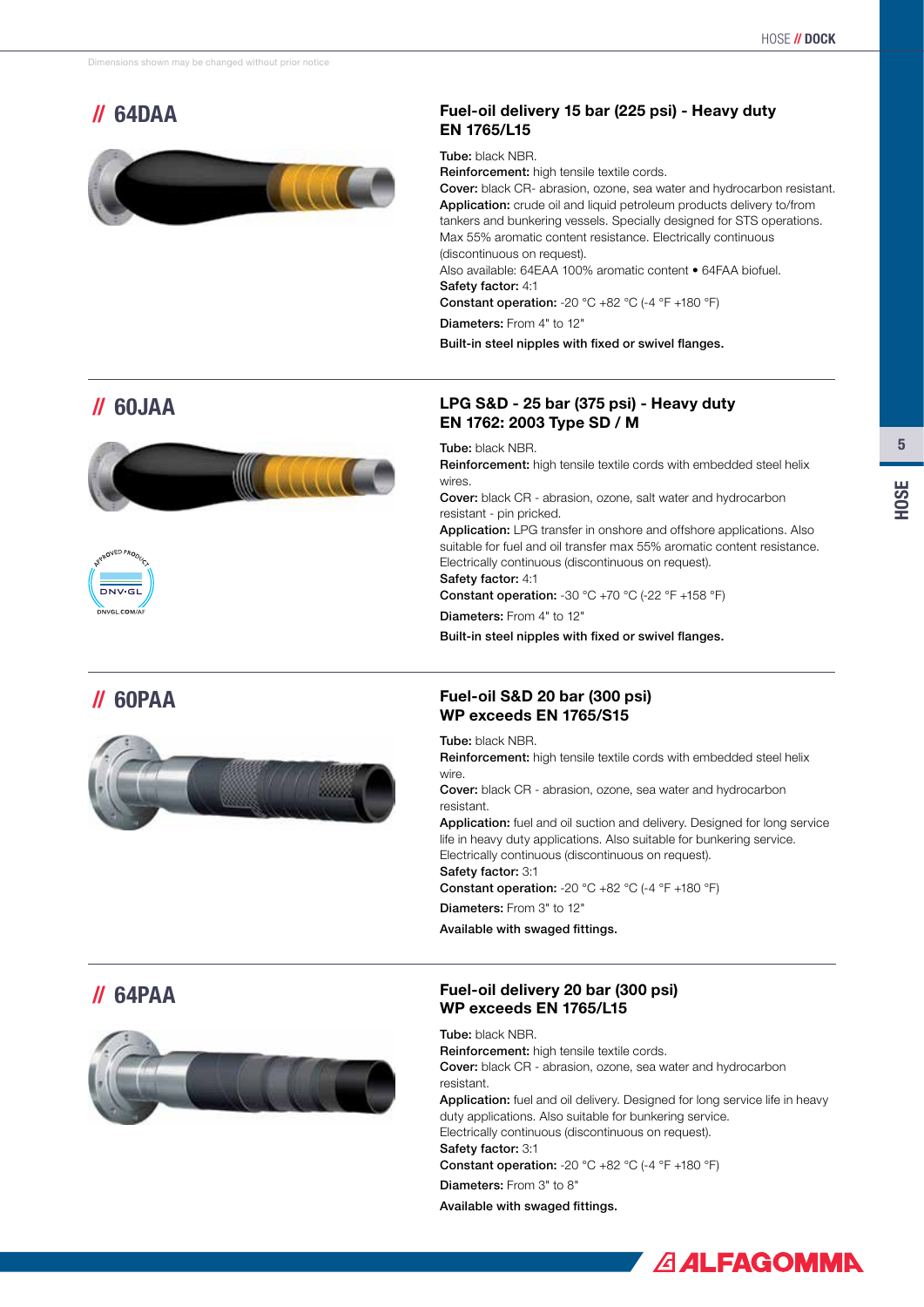Dimensions shown may be changed without prior notice

## // 64DAA

### Fuel-oil delivery 15 bar (225 psi) - Heavy duty EN 1765/L15

**Tube:** black NBR.
**Reinforcement:** high tensile textile cords.
**Cover:** black CR- abrasion, ozone, sea water and hydrocarbon resistant.
**Application:** crude oil and liquid petroleum products delivery to/from tankers and bunkering vessels. Specially designed for STS operations. Max 55% aromatic content resistance. Electrically continuous (discontinuous on request).
Also available: 64EAA 100% aromatic content • 64FAA biofuel.
**Safety factor:** 4:1
**Constant operation:** -20 °C +82 °C (-4 °F +180 °F)
**Diameters:** From 4" to 12"

**Built-in steel nipples with fixed or swivel flanges.**

## // 60JAA

APPROVED PRODUCT DNV·GL DNVGL.COM/AF

### LPG S&D - 25 bar (375 psi) - Heavy duty EN 1762: 2003 Type SD / M

**Tube:** black NBR.
**Reinforcement:** high tensile textile cords with embedded steel helix wires.
**Cover:** black CR - abrasion, ozone, salt water and hydrocarbon resistant - pin pricked.
**Application:** LPG transfer in onshore and offshore applications. Also suitable for fuel and oil transfer max 55% aromatic content resistance. Electrically continuous (discontinuous on request).
**Safety factor:** 4:1
**Constant operation:** -30 °C +70 °C (-22 °F +158 °F)
**Diameters:** From 4" to 12"

**Built-in steel nipples with fixed or swivel flanges.**

## // 60PAA

### Fuel-oil S&D 20 bar (300 psi) WP exceeds EN 1765/S15

**Tube:** black NBR.
**Reinforcement:** high tensile textile cords with embedded steel helix wire.
**Cover:** black CR - abrasion, ozone, sea water and hydrocarbon resistant.
**Application:** fuel and oil suction and delivery. Designed for long service life in heavy duty applications. Also suitable for bunkering service. Electrically continuous (discontinuous on request).
**Safety factor:** 3:1
**Constant operation:** -20 °C +82 °C (-4 °F +180 °F)
**Diameters:** From 3" to 12"

**Available with swaged fittings.**

## // 64PAA

### Fuel-oil delivery 20 bar (300 psi) WP exceeds EN 1765/L15

**Tube:** black NBR.
**Reinforcement:** high tensile textile cords.
**Cover:** black CR - abrasion, ozone, sea water and hydrocarbon resistant.
**Application:** fuel and oil delivery. Designed for long service life in heavy duty applications. Also suitable for bunkering service.
Electrically continuous (discontinuous on request).
**Safety factor:** 3:1
**Constant operation:** -20 °C +82 °C (-4 °F +180 °F)
**Diameters:** From 3" to 8"

**Available with swaged fittings.**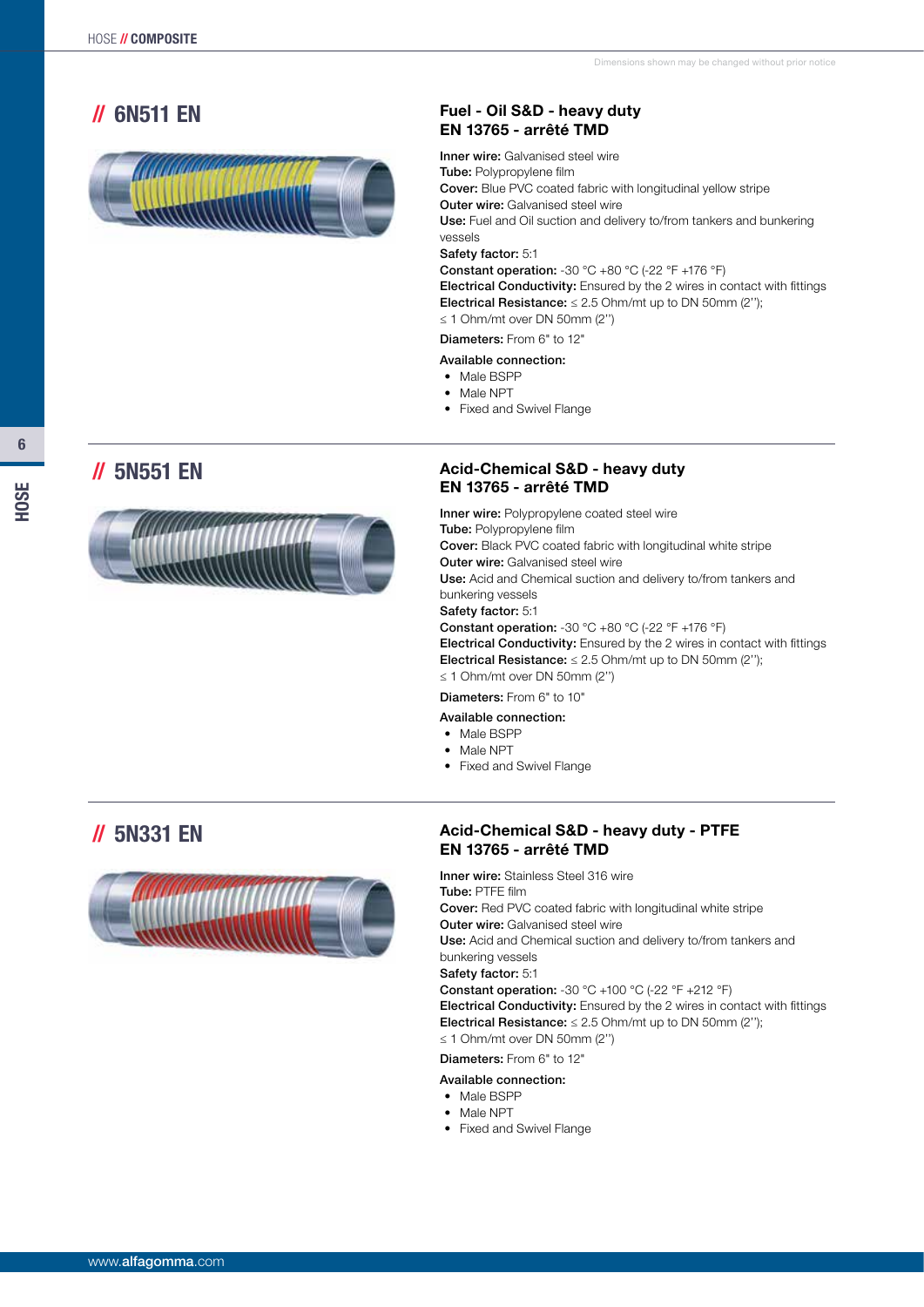Dimensions shown may be changed without prior notice

## // 6N511 EN

### Fuel - Oil S&D - heavy duty
### EN 13765 - arrêté TMD

**Inner wire:** Galvanised steel wire
**Tube:** Polypropylene film
**Cover:** Blue PVC coated fabric with longitudinal yellow stripe
**Outer wire:** Galvanised steel wire
**Use:** Fuel and Oil suction and delivery to/from tankers and bunkering vessels
**Safety factor:** 5:1
**Constant operation:** -30 °C +80 °C (-22 °F +176 °F)
**Electrical Conductivity:** Ensured by the 2 wires in contact with fittings
**Electrical Resistance:** ≤ 2.5 Ohm/mt up to DN 50mm (2'');
≤ 1 Ohm/mt over DN 50mm (2'')

**Diameters:** From 6" to 12"

**Available connection:**

- Male BSPP
- Male NPT
- Fixed and Swivel Flange

## // 5N551 EN

### Acid-Chemical S&D - heavy duty
### EN 13765 - arrêté TMD

**Inner wire:** Polypropylene coated steel wire
**Tube:** Polypropylene film
**Cover:** Black PVC coated fabric with longitudinal white stripe
**Outer wire:** Galvanised steel wire
**Use:** Acid and Chemical suction and delivery to/from tankers and bunkering vessels
**Safety factor:** 5:1
**Constant operation:** -30 °C +80 °C (-22 °F +176 °F)
**Electrical Conductivity:** Ensured by the 2 wires in contact with fittings
**Electrical Resistance:** ≤ 2.5 Ohm/mt up to DN 50mm (2'');
≤ 1 Ohm/mt over DN 50mm (2'')

**Diameters:** From 6" to 10"

**Available connection:**

- Male BSPP
- Male NPT
- Fixed and Swivel Flange

## // 5N331 EN

### Acid-Chemical S&D - heavy duty - PTFE
### EN 13765 - arrêté TMD

**Inner wire:** Stainless Steel 316 wire
**Tube:** PTFE film
**Cover:** Red PVC coated fabric with longitudinal white stripe
**Outer wire:** Galvanised steel wire
**Use:** Acid and Chemical suction and delivery to/from tankers and bunkering vessels
**Safety factor:** 5:1
**Constant operation:** -30 °C +100 °C (-22 °F +212 °F)
**Electrical Conductivity:** Ensured by the 2 wires in contact with fittings
**Electrical Resistance:** ≤ 2.5 Ohm/mt up to DN 50mm (2'');
≤ 1 Ohm/mt over DN 50mm (2'')

**Diameters:** From 6" to 12"

**Available connection:**

- Male BSPP
- Male NPT
- Fixed and Swivel Flange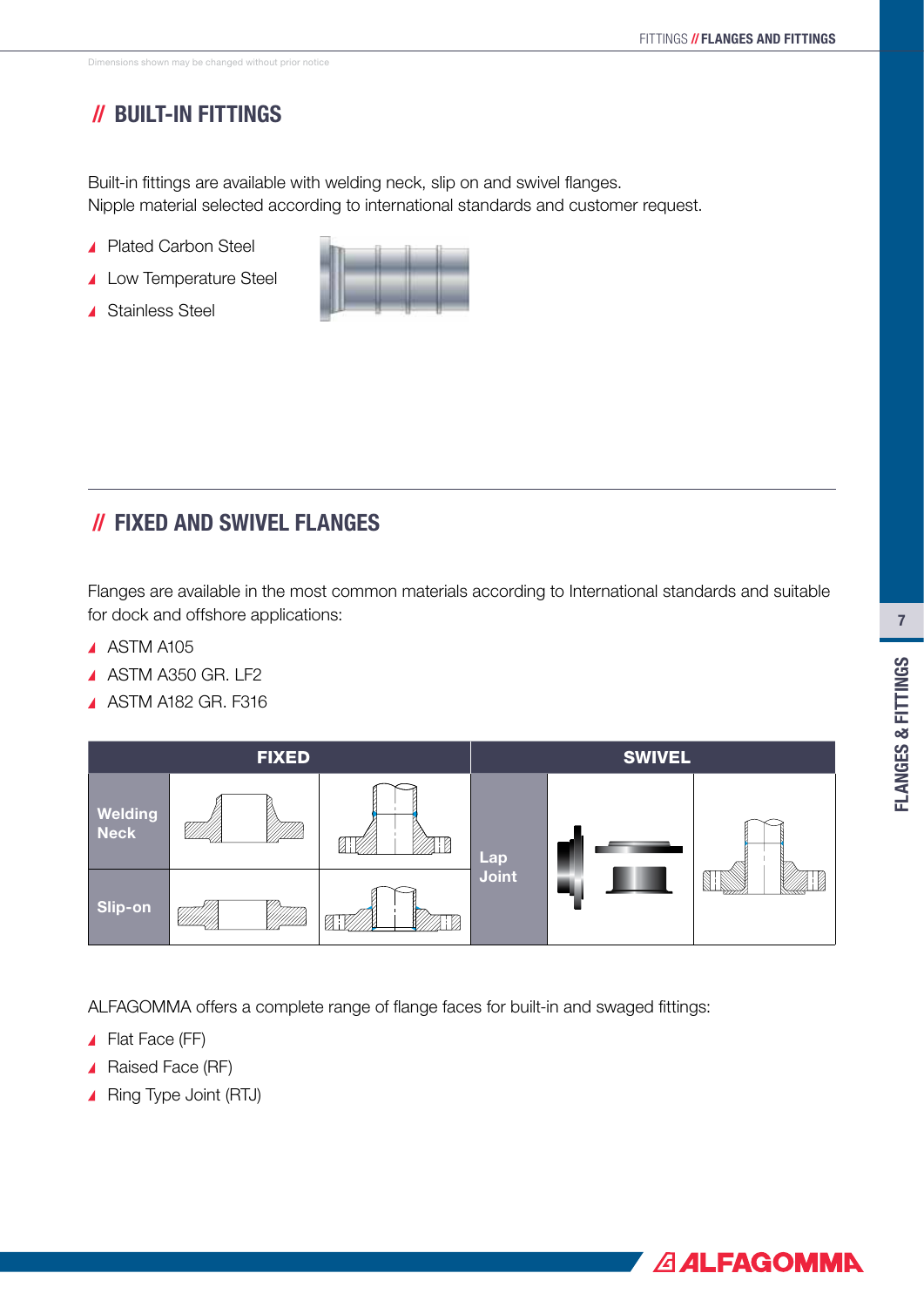Dimensions shown may be changed without prior notice

## // BUILT-IN FITTINGS

Built-in fittings are available with welding neck, slip on and swivel flanges.
Nipple material selected according to international standards and customer request.

- Plated Carbon Steel
- Low Temperature Steel
- Stainless Steel

## // FIXED AND SWIVEL FLANGES

Flanges are available in the most common materials according to International standards and suitable for dock and offshore applications:

- ASTM A105
- ASTM A350 GR. LF2
- ASTM A182 GR. F316

| FIXED | | | SWIVEL | | |
|---|---|---|---|---|---|
| Welding Neck | | | Lap Joint | | |
| Slip-on | | | | | |

ALFAGOMMA offers a complete range of flange faces for built-in and swaged fittings:

- Flat Face (FF)
- Raised Face (RF)
- Ring Type Joint (RTJ)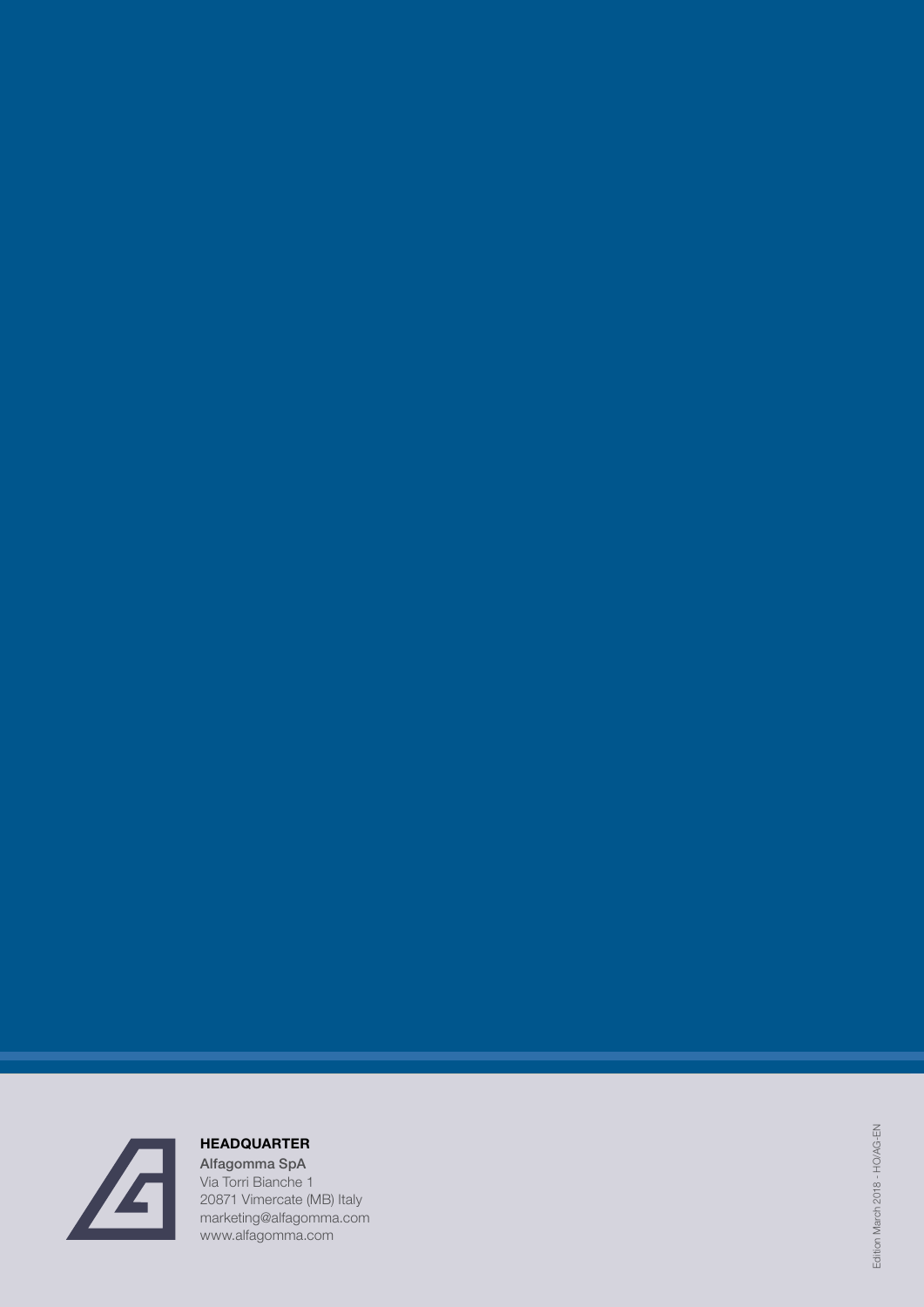**HEADQUARTER**

**Alfagomma SpA**
Via Torri Bianche 1
20871 Vimercate (MB) Italy
marketing@alfagomma.com
www.alfagomma.com

Edition March 2018 - HO/AG-EN